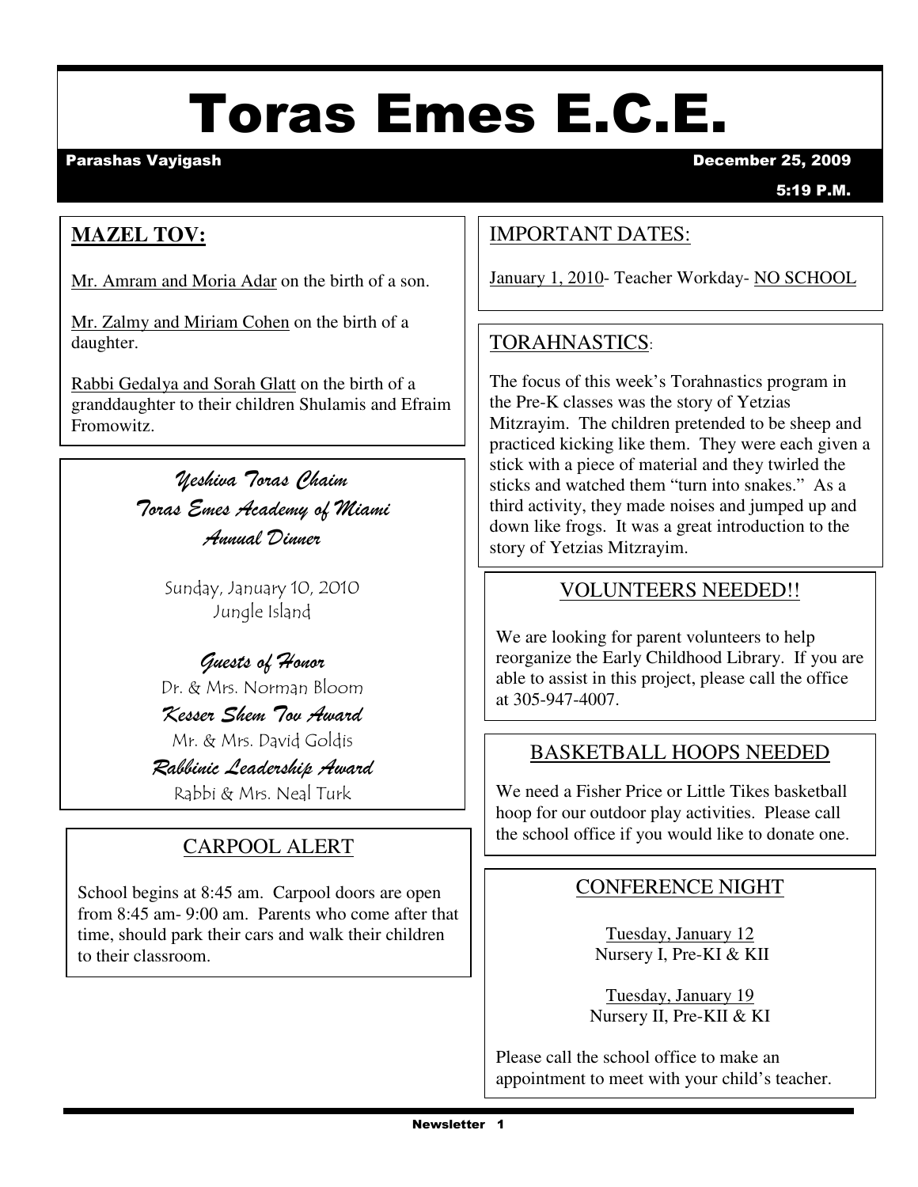# Toras Emes E.C.E.

**Parashas Vayigash** **December 25, 2009**

**5:19 P.M.**

## MAZEL TOV:

Mr. Amram and Moria Adar on the birth of a son.

Mr. Zalmy and Miriam Cohen on the birth of a daughter.

Rabbi Gedalya and Sorah Glatt on the birth of a granddaughter to their children Shulamis and Efraim Fromowitz.

### *Yeshiva Toras Chaim*
### *Toras Emes Academy of Miami*
### *Annual Dinner*

Sunday, January 10, 2010
Jungle Island

*Guests of Honor*
Dr. & Mrs. Norman Bloom

*Kesser Shem Tov Award*
Mr. & Mrs. David Goldis

*Rabbinic Leadership Award*
Rabbi & Mrs. Neal Turk

## CARPOOL ALERT

School begins at 8:45 am. Carpool doors are open from 8:45 am- 9:00 am. Parents who come after that time, should park their cars and walk their children to their classroom.

## IMPORTANT DATES:

January 1, 2010- Teacher Workday- NO SCHOOL

## TORAHNASTICS:

The focus of this week's Torahnastics program in the Pre-K classes was the story of Yetzias Mitzrayim. The children pretended to be sheep and practiced kicking like them. They were each given a stick with a piece of material and they twirled the sticks and watched them "turn into snakes." As a third activity, they made noises and jumped up and down like frogs. It was a great introduction to the story of Yetzias Mitzrayim.

## VOLUNTEERS NEEDED!!

We are looking for parent volunteers to help reorganize the Early Childhood Library. If you are able to assist in this project, please call the office at 305-947-4007.

## BASKETBALL HOOPS NEEDED

We need a Fisher Price or Little Tikes basketball hoop for our outdoor play activities. Please call the school office if you would like to donate one.

## CONFERENCE NIGHT

Tuesday, January 12
Nursery I, Pre-KI & KII

Tuesday, January 19
Nursery II, Pre-KII & KI

Please call the school office to make an appointment to meet with your child's teacher.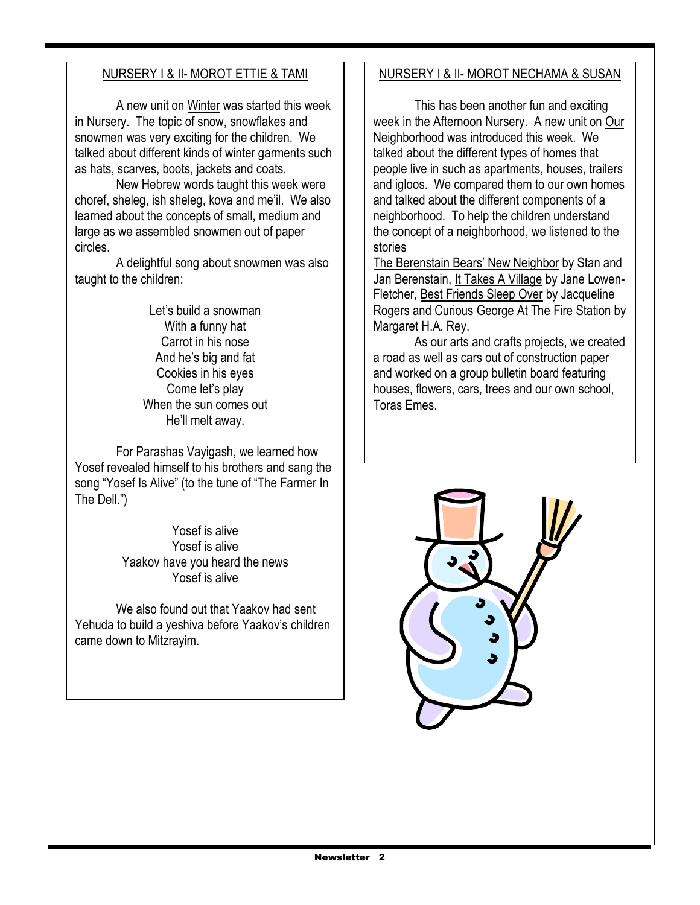## NURSERY I & II- MOROT ETTIE & TAMI

A new unit on Winter was started this week in Nursery. The topic of snow, snowflakes and snowmen was very exciting for the children. We talked about different kinds of winter garments such as hats, scarves, boots, jackets and coats.

New Hebrew words taught this week were choref, sheleg, ish sheleg, kova and me'il. We also learned about the concepts of small, medium and large as we assembled snowmen out of paper circles.

A delightful song about snowmen was also taught to the children:

Let's build a snowman
With a funny hat
Carrot in his nose
And he's big and fat
Cookies in his eyes
Come let's play
When the sun comes out
He'll melt away.

For Parashas Vayigash, we learned how Yosef revealed himself to his brothers and sang the song "Yosef Is Alive" (to the tune of "The Farmer In The Dell.")

Yosef is alive
Yosef is alive
Yaakov have you heard the news
Yosef is alive

We also found out that Yaakov had sent Yehuda to build a yeshiva before Yaakov's children came down to Mitzrayim.

## NURSERY I & II- MOROT NECHAMA & SUSAN

This has been another fun and exciting week in the Afternoon Nursery. A new unit on Our Neighborhood was introduced this week. We talked about the different types of homes that people live in such as apartments, houses, trailers and igloos. We compared them to our own homes and talked about the different components of a neighborhood. To help the children understand the concept of a neighborhood, we listened to the stories The Berenstain Bears' New Neighbor by Stan and Jan Berenstain, It Takes A Village by Jane Lowen-Fletcher, Best Friends Sleep Over by Jacqueline Rogers and Curious George At The Fire Station by Margaret H.A. Rey.

As our arts and crafts projects, we created a road as well as cars out of construction paper and worked on a group bulletin board featuring houses, flowers, cars, trees and our own school, Toras Emes.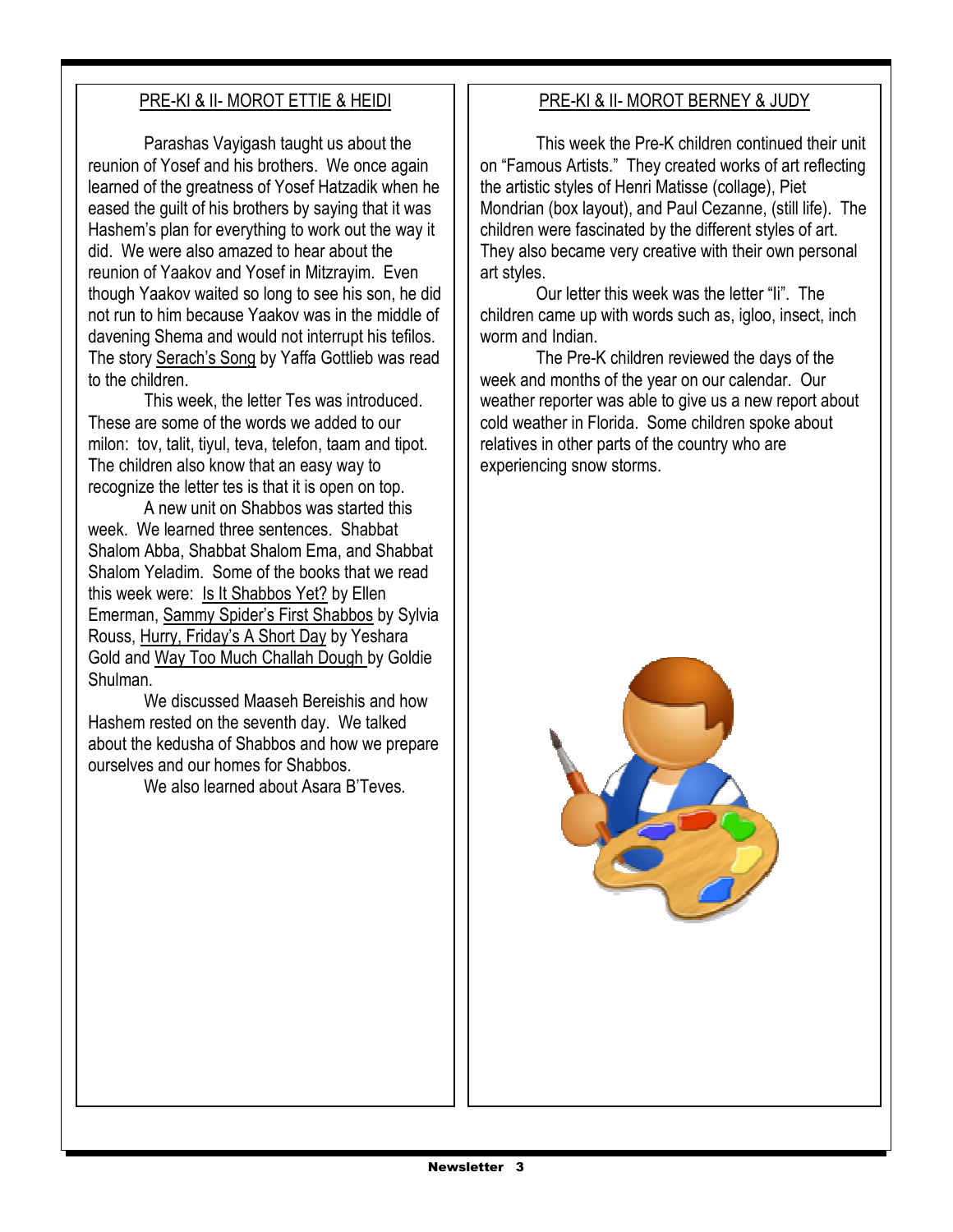## PRE-KI & II- MOROT ETTIE & HEIDI

Parashas Vayigash taught us about the reunion of Yosef and his brothers. We once again learned of the greatness of Yosef Hatzadik when he eased the guilt of his brothers by saying that it was Hashem's plan for everything to work out the way it did. We were also amazed to hear about the reunion of Yaakov and Yosef in Mitzrayim. Even though Yaakov waited so long to see his son, he did not run to him because Yaakov was in the middle of davening Shema and would not interrupt his tefilos. The story Serach's Song by Yaffa Gottlieb was read to the children.

This week, the letter Tes was introduced. These are some of the words we added to our milon: tov, talit, tiyul, teva, telefon, taam and tipot. The children also know that an easy way to recognize the letter tes is that it is open on top.

A new unit on Shabbos was started this week. We learned three sentences. Shabbat Shalom Abba, Shabbat Shalom Ema, and Shabbat Shalom Yeladim. Some of the books that we read this week were: Is It Shabbos Yet? by Ellen Emerman, Sammy Spider's First Shabbos by Sylvia Rouss, Hurry, Friday's A Short Day by Yeshara Gold and Way Too Much Challah Dough by Goldie Shulman.

We discussed Maaseh Bereishis and how Hashem rested on the seventh day. We talked about the kedusha of Shabbos and how we prepare ourselves and our homes for Shabbos.

We also learned about Asara B'Teves.

## PRE-KI & II- MOROT BERNEY & JUDY

This week the Pre-K children continued their unit on "Famous Artists." They created works of art reflecting the artistic styles of Henri Matisse (collage), Piet Mondrian (box layout), and Paul Cezanne, (still life). The children were fascinated by the different styles of art. They also became very creative with their own personal art styles.

Our letter this week was the letter "Ii". The children came up with words such as, igloo, insect, inch worm and Indian.

The Pre-K children reviewed the days of the week and months of the year on our calendar. Our weather reporter was able to give us a new report about cold weather in Florida. Some children spoke about relatives in other parts of the country who are experiencing snow storms.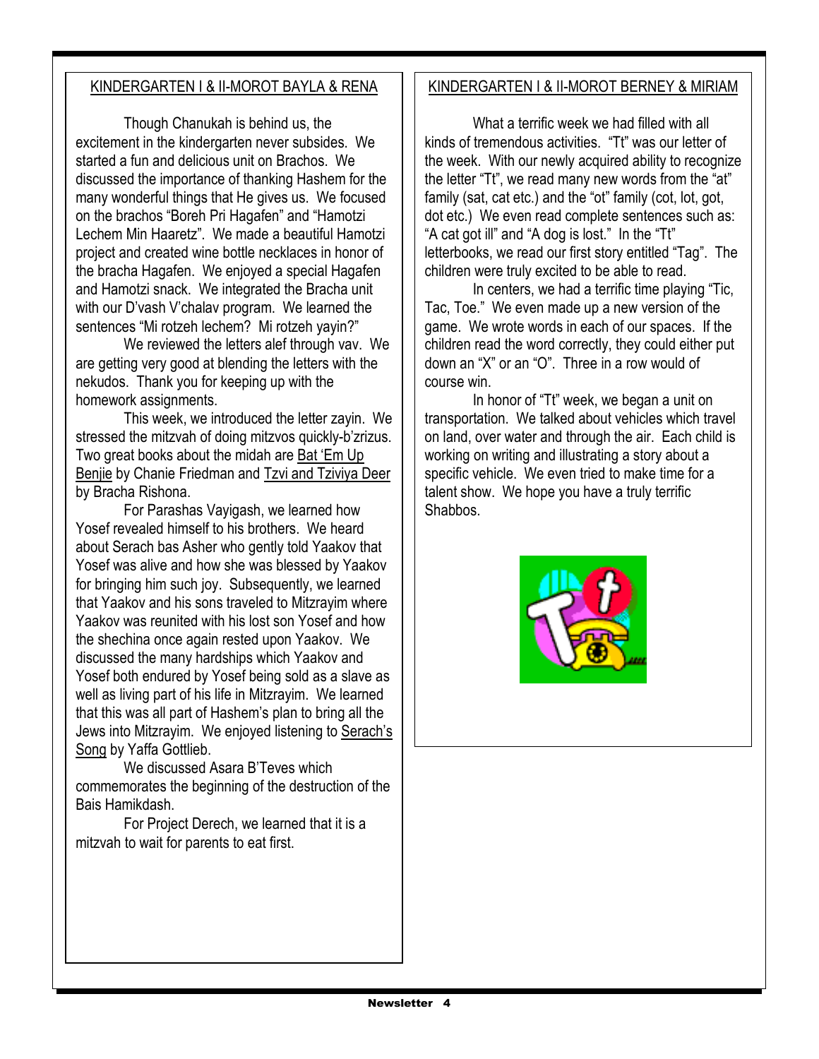## KINDERGARTEN I & II-MOROT BAYLA & RENA

Though Chanukah is behind us, the excitement in the kindergarten never subsides. We started a fun and delicious unit on Brachos. We discussed the importance of thanking Hashem for the many wonderful things that He gives us. We focused on the brachos "Boreh Pri Hagafen" and "Hamotzi Lechem Min Haaretz". We made a beautiful Hamotzi project and created wine bottle necklaces in honor of the bracha Hagafen. We enjoyed a special Hagafen and Hamotzi snack. We integrated the Bracha unit with our D'vash V'chalav program. We learned the sentences "Mi rotzeh lechem? Mi rotzeh yayin?"

We reviewed the letters alef through vav. We are getting very good at blending the letters with the nekudos. Thank you for keeping up with the homework assignments.

This week, we introduced the letter zayin. We stressed the mitzvah of doing mitzvos quickly-b'zrizus. Two great books about the midah are Bat 'Em Up Benjie by Chanie Friedman and Tzvi and Tziviya Deer by Bracha Rishona.

For Parashas Vayigash, we learned how Yosef revealed himself to his brothers. We heard about Serach bas Asher who gently told Yaakov that Yosef was alive and how she was blessed by Yaakov for bringing him such joy. Subsequently, we learned that Yaakov and his sons traveled to Mitzrayim where Yaakov was reunited with his lost son Yosef and how the shechina once again rested upon Yaakov. We discussed the many hardships which Yaakov and Yosef both endured by Yosef being sold as a slave as well as living part of his life in Mitzrayim. We learned that this was all part of Hashem's plan to bring all the Jews into Mitzrayim. We enjoyed listening to Serach's Song by Yaffa Gottlieb.

We discussed Asara B'Teves which commemorates the beginning of the destruction of the Bais Hamikdash.

For Project Derech, we learned that it is a mitzvah to wait for parents to eat first.

## KINDERGARTEN I & II-MOROT BERNEY & MIRIAM

What a terrific week we had filled with all kinds of tremendous activities. "Tt" was our letter of the week. With our newly acquired ability to recognize the letter "Tt", we read many new words from the "at" family (sat, cat etc.) and the "ot" family (cot, lot, got, dot etc.) We even read complete sentences such as: "A cat got ill" and "A dog is lost." In the "Tt" letterbooks, we read our first story entitled "Tag". The children were truly excited to be able to read.

In centers, we had a terrific time playing "Tic, Tac, Toe." We even made up a new version of the game. We wrote words in each of our spaces. If the children read the word correctly, they could either put down an "X" or an "O". Three in a row would of course win.

In honor of "Tt" week, we began a unit on transportation. We talked about vehicles which travel on land, over water and through the air. Each child is working on writing and illustrating a story about a specific vehicle. We even tried to make time for a talent show. We hope you have a truly terrific Shabbos.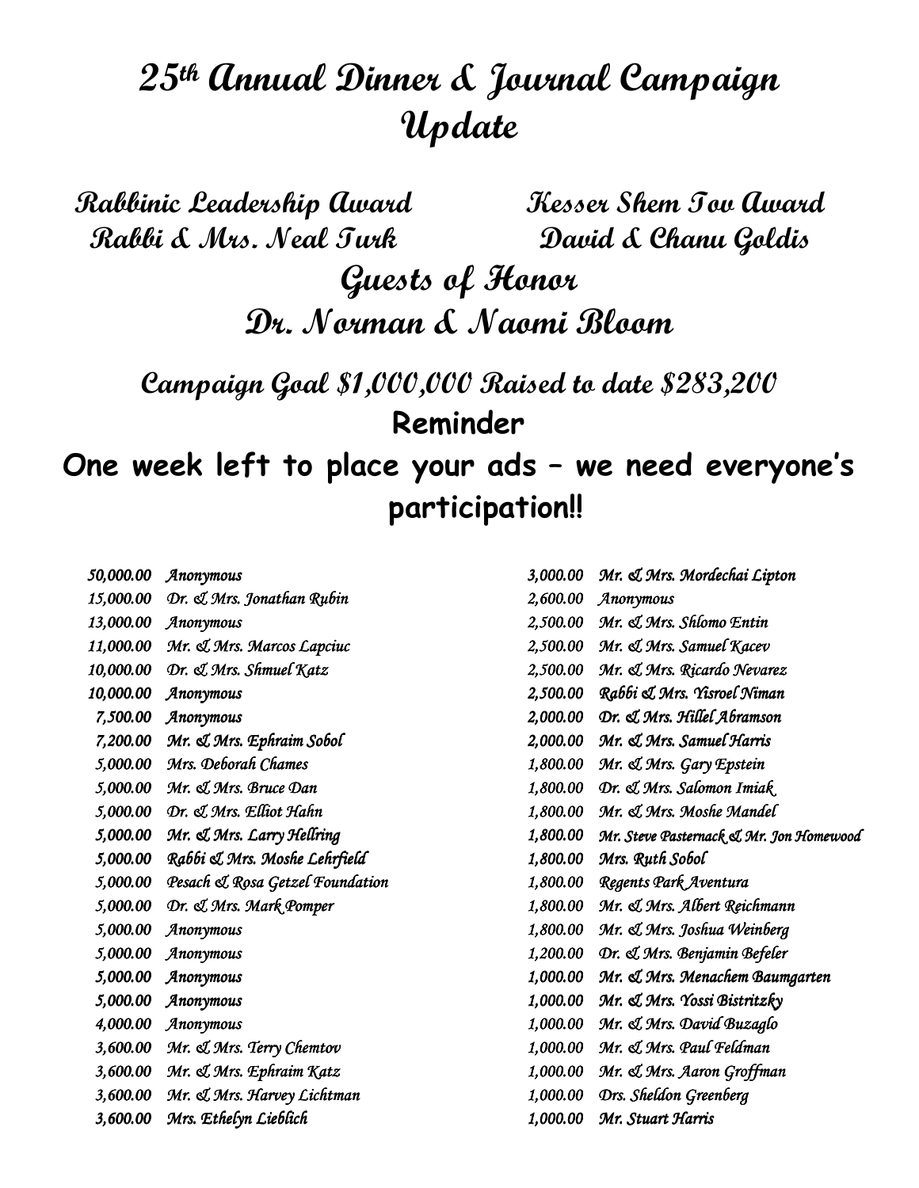# 25th Annual Dinner & Journal Campaign Update

**Rabbinic Leadership Award**
**Rabbi & Mrs. Neal Turk**

**Kesser Shem Tov Award**
**David & Chanu Goldis**

## Guests of Honor
## Dr. Norman & Naomi Bloom

### Campaign Goal $1,000,000 Raised to date $283,200

**Reminder**

**One week left to place your ads – we need everyone's participation!!**

| | |
|---|---|
| 50,000.00 | *Anonymous* |
| 15,000.00 | *Dr. & Mrs. Jonathan Rubin* |
| 13,000.00 | *Anonymous* |
| 11,000.00 | *Mr. & Mrs. Marcos Lapciuc* |
| 10,000.00 | *Dr. & Mrs. Shmuel Katz* |
| 10,000.00 | *Anonymous* |
| 7,500.00 | *Anonymous* |
| 7,200.00 | *Mr. & Mrs. Ephraim Sobol* |
| 5,000.00 | *Mrs. Deborah Chames* |
| 5,000.00 | *Mr. & Mrs. Bruce Dan* |
| 5,000.00 | *Dr. & Mrs. Elliot Hahn* |
| 5,000.00 | *Mr. & Mrs. Larry Hellring* |
| 5,000.00 | *Rabbi & Mrs. Moshe Lehrfield* |
| 5,000.00 | *Pesach & Rosa Getzel Foundation* |
| 5,000.00 | *Dr. & Mrs. Mark Pomper* |
| 5,000.00 | *Anonymous* |
| 5,000.00 | *Anonymous* |
| 5,000.00 | *Anonymous* |
| 5,000.00 | *Anonymous* |
| 4,000.00 | *Anonymous* |
| 3,600.00 | *Mr. & Mrs. Terry Chemtov* |
| 3,600.00 | *Mr. & Mrs. Ephraim Katz* |
| 3,600.00 | *Mr. & Mrs. Harvey Lichtman* |
| 3,600.00 | *Mrs. Ethelyn Lieblich* |
| 3,000.00 | *Mr. & Mrs. Mordechai Lipton* |
| 2,600.00 | *Anonymous* |
| 2,500.00 | *Mr. & Mrs. Shlomo Entin* |
| 2,500.00 | *Mr. & Mrs. Samuel Kacev* |
| 2,500.00 | *Mr. & Mrs. Ricardo Nevarez* |
| 2,500.00 | *Rabbi & Mrs. Yisroel Niman* |
| 2,000.00 | *Dr. & Mrs. Hillel Abramson* |
| 2,000.00 | *Mr. & Mrs. Samuel Harris* |
| 1,800.00 | *Mr. & Mrs. Gary Epstein* |
| 1,800.00 | *Dr. & Mrs. Salomon Imiak* |
| 1,800.00 | *Mr. & Mrs. Moshe Mandel* |
| 1,800.00 | *Mr. Steve Pasternack & Mr. Jon Homewood* |
| 1,800.00 | *Mrs. Ruth Sobol* |
| 1,800.00 | *Regents Park Aventura* |
| 1,800.00 | *Mr. & Mrs. Albert Reichmann* |
| 1,800.00 | *Mr. & Mrs. Joshua Weinberg* |
| 1,200.00 | *Dr. & Mrs. Benjamin Befeler* |
| 1,000.00 | *Mr. & Mrs. Menachem Baumgarten* |
| 1,000.00 | *Mr. & Mrs. Yossi Bistritzky* |
| 1,000.00 | *Mr. & Mrs. David Buzaglo* |
| 1,000.00 | *Mr. & Mrs. Paul Feldman* |
| 1,000.00 | *Mr. & Mrs. Aaron Groffman* |
| 1,000.00 | *Drs. Sheldon Greenberg* |
| 1,000.00 | *Mr. Stuart Harris* |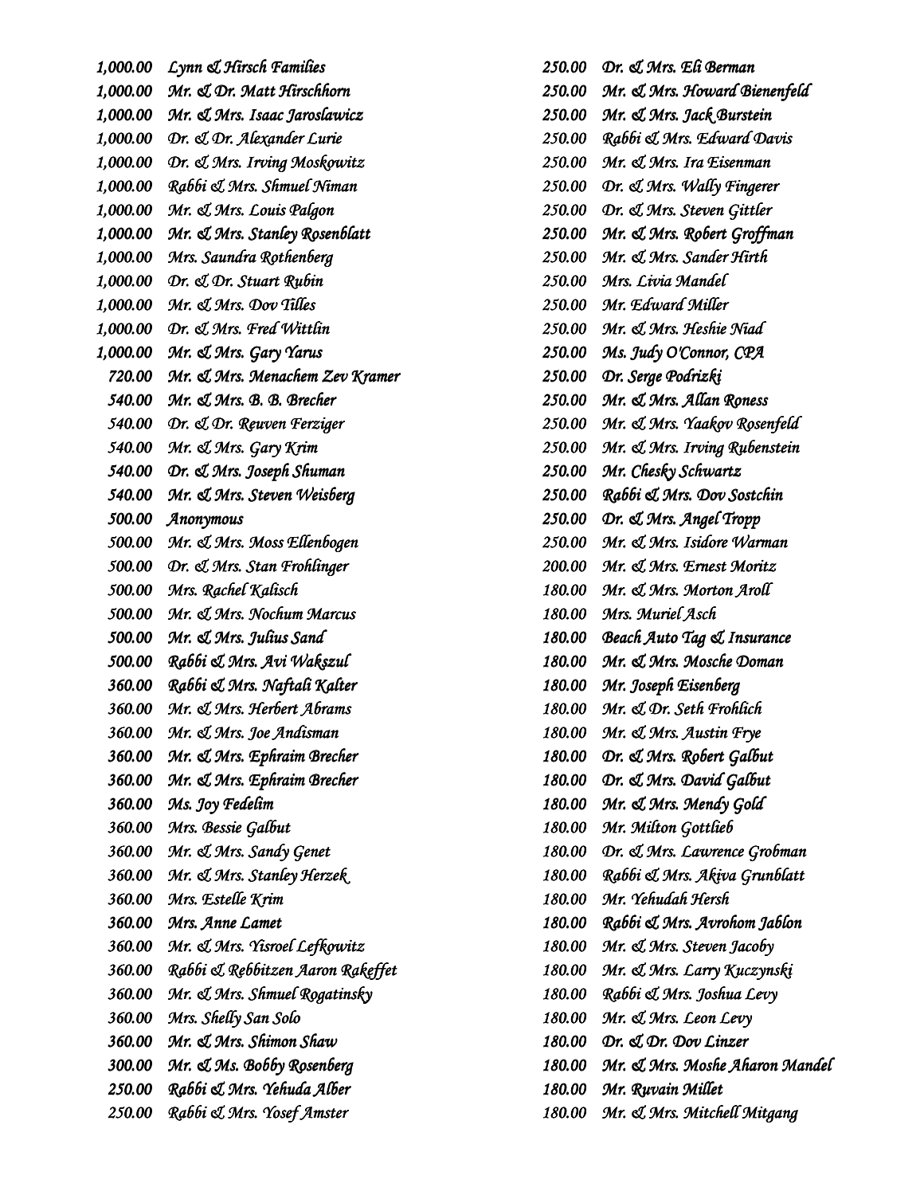1,000.00 Lynn & Hirsch Families
1,000.00 Mr. & Dr. Matt Hirschhorn
1,000.00 Mr. & Mrs. Isaac Jaroslawicz
1,000.00 Dr. & Dr. Alexander Lurie
1,000.00 Dr. & Mrs. Irving Moskowitz
1,000.00 Rabbi & Mrs. Shmuel Niman
1,000.00 Mr. & Mrs. Louis Palgon
1,000.00 Mr. & Mrs. Stanley Rosenblatt
1,000.00 Mrs. Saundra Rothenberg
1,000.00 Dr. & Dr. Stuart Rubin
1,000.00 Mr. & Mrs. Dov Tilles
1,000.00 Dr. & Mrs. Fred Wittlin
1,000.00 Mr. & Mrs. Gary Yarus
720.00 Mr. & Mrs. Menachem Zev Kramer
540.00 Mr. & Mrs. B. B. Brecher
540.00 Dr. & Dr. Reuven Ferziger
540.00 Mr. & Mrs. Gary Krim
540.00 Dr. & Mrs. Joseph Shuman
540.00 Mr. & Mrs. Steven Weisberg
500.00 Anonymous
500.00 Mr. & Mrs. Moss Ellenbogen
500.00 Dr. & Mrs. Stan Frohlinger
500.00 Mrs. Rachel Kalisch
500.00 Mr. & Mrs. Nochum Marcus
500.00 Mr. & Mrs. Julius Sand
500.00 Rabbi & Mrs. Avi Wakszul
360.00 Rabbi & Mrs. Naftali Kalter
360.00 Mr. & Mrs. Herbert Abrams
360.00 Mr. & Mrs. Joe Andisman
360.00 Mr. & Mrs. Ephraim Brecher
360.00 Mr. & Mrs. Ephraim Brecher
360.00 Ms. Joy Fedelim
360.00 Mrs. Bessie Galbut
360.00 Mr. & Mrs. Sandy Genet
360.00 Mr. & Mrs. Stanley Herzek
360.00 Mrs. Estelle Krim
360.00 Mrs. Anne Lamet
360.00 Mr. & Mrs. Yisroel Lefkowitz
360.00 Rabbi & Rebbitzen Aaron Rakeffet
360.00 Mr. & Mrs. Shmuel Rogatinsky
360.00 Mrs. Shelly San Solo
360.00 Mr. & Mrs. Shimon Shaw
300.00 Mr. & Ms. Bobby Rosenberg
250.00 Rabbi & Mrs. Yehuda Alber
250.00 Rabbi & Mrs. Yosef Amster
250.00 Dr. & Mrs. Eli Berman
250.00 Mr. & Mrs. Howard Bienenfeld
250.00 Mr. & Mrs. Jack Burstein
250.00 Rabbi & Mrs. Edward Davis
250.00 Mr. & Mrs. Ira Eisenman
250.00 Dr. & Mrs. Wally Fingerer
250.00 Dr. & Mrs. Steven Gittler
250.00 Mr. & Mrs. Robert Groffman
250.00 Mr. & Mrs. Sander Hirth
250.00 Mrs. Livia Mandel
250.00 Mr. Edward Miller
250.00 Mr. & Mrs. Heshie Niad
250.00 Ms. Judy O'Connor, CPA
250.00 Dr. Serge Podrizki
250.00 Mr. & Mrs. Allan Roness
250.00 Mr. & Mrs. Yaakov Rosenfeld
250.00 Mr. & Mrs. Irving Rubenstein
250.00 Mr. Chesky Schwartz
250.00 Rabbi & Mrs. Dov Sostchin
250.00 Dr. & Mrs. Angel Tropp
250.00 Mr. & Mrs. Isidore Warman
200.00 Mr. & Mrs. Ernest Moritz
180.00 Mr. & Mrs. Morton Aroll
180.00 Mrs. Muriel Asch
180.00 Beach Auto Tag & Insurance
180.00 Mr. & Mrs. Mosche Doman
180.00 Mr. Joseph Eisenberg
180.00 Mr. & Dr. Seth Frohlich
180.00 Mr. & Mrs. Austin Frye
180.00 Dr. & Mrs. Robert Galbut
180.00 Dr. & Mrs. David Galbut
180.00 Mr. & Mrs. Mendy Gold
180.00 Mr. Milton Gottlieb
180.00 Dr. & Mrs. Lawrence Grobman
180.00 Rabbi & Mrs. Akiva Grunblatt
180.00 Mr. Yehudah Hersh
180.00 Rabbi & Mrs. Avrohom Jablon
180.00 Mr. & Mrs. Steven Jacoby
180.00 Mr. & Mrs. Larry Kuczynski
180.00 Rabbi & Mrs. Joshua Levy
180.00 Mr. & Mrs. Leon Levy
180.00 Dr. & Dr. Dov Linzer
180.00 Mr. & Mrs. Moshe Aharon Mandel
180.00 Mr. Ruvain Millet
180.00 Mr. & Mrs. Mitchell Mitgang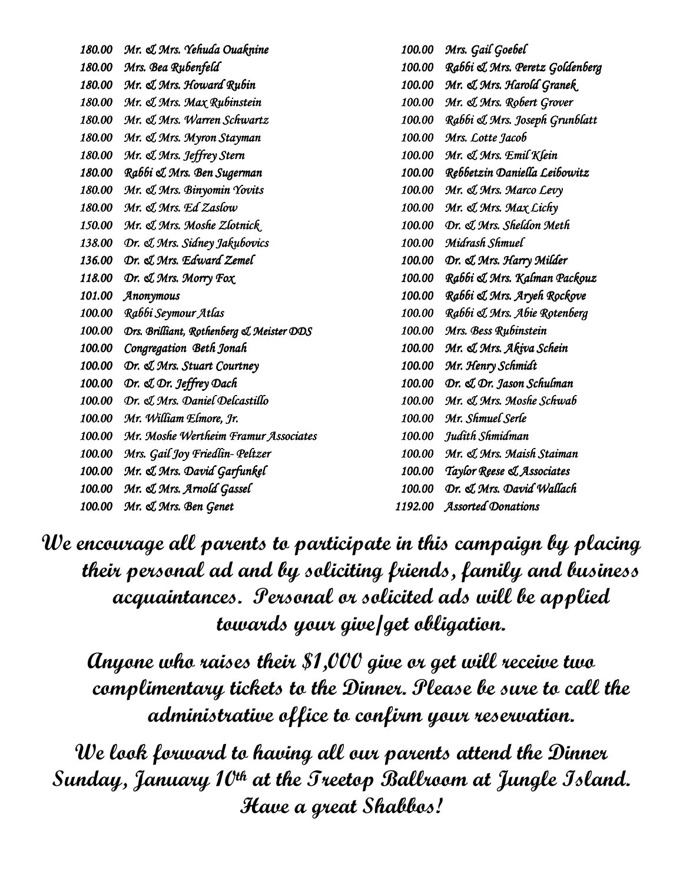| | |
|---|---|
| 180.00 | Mr. & Mrs. Yehuda Ouaknine |
| 180.00 | Mrs. Bea Rubenfeld |
| 180.00 | Mr. & Mrs. Howard Rubin |
| 180.00 | Mr. & Mrs. Max Rubinstein |
| 180.00 | Mr. & Mrs. Warren Schwartz |
| 180.00 | Mr. & Mrs. Myron Stayman |
| 180.00 | Mr. & Mrs. Jeffrey Stern |
| 180.00 | Rabbi & Mrs. Ben Sugerman |
| 180.00 | Mr. & Mrs. Binyomin Yovits |
| 180.00 | Mr. & Mrs. Ed Zaslow |
| 150.00 | Mr. & Mrs. Moshe Zlotnick |
| 138.00 | Dr. & Mrs. Sidney Jakubovics |
| 136.00 | Dr. & Mrs. Edward Zemel |
| 118.00 | Dr. & Mrs. Morry Fox |
| 101.00 | Anonymous |
| 100.00 | Rabbi Seymour Atlas |
| 100.00 | Drs. Brilliant, Rothenberg & Meister DDS |
| 100.00 | Congregation Beth Jonah |
| 100.00 | Dr. & Mrs. Stuart Courtney |
| 100.00 | Dr. & Dr. Jeffrey Dach |
| 100.00 | Dr. & Mrs. Daniel Delcastillo |
| 100.00 | Mr. William Elmore, Jr. |
| 100.00 | Mr. Moshe Wertheim Framur Associates |
| 100.00 | Mrs. Gail Joy Friedlin- Peltzer |
| 100.00 | Mr. & Mrs. David Garfunkel |
| 100.00 | Mr. & Mrs. Arnold Gassel |
| 100.00 | Mr. & Mrs. Ben Genet |
| 100.00 | Mrs. Gail Goebel |
| 100.00 | Rabbi & Mrs. Peretz Goldenberg |
| 100.00 | Mr. & Mrs. Harold Granek |
| 100.00 | Mr. & Mrs. Robert Grover |
| 100.00 | Rabbi & Mrs. Joseph Grunblatt |
| 100.00 | Mrs. Lotte Jacob |
| 100.00 | Mr. & Mrs. Emil Klein |
| 100.00 | Rebbetzin Daniella Leibowitz |
| 100.00 | Mr. & Mrs. Marco Levy |
| 100.00 | Mr. & Mrs. Max Lichy |
| 100.00 | Dr. & Mrs. Sheldon Meth |
| 100.00 | Midrash Shmuel |
| 100.00 | Dr. & Mrs. Harry Milder |
| 100.00 | Rabbi & Mrs. Kalman Packouz |
| 100.00 | Rabbi & Mrs. Aryeh Rockove |
| 100.00 | Rabbi & Mrs. Abie Rotenberg |
| 100.00 | Mrs. Bess Rubinstein |
| 100.00 | Mr. & Mrs. Akiva Schein |
| 100.00 | Mr. Henry Schmidt |
| 100.00 | Dr. & Dr. Jason Schulman |
| 100.00 | Mr. & Mrs. Moshe Schwab |
| 100.00 | Mr. Shmuel Serle |
| 100.00 | Judith Shmidman |
| 100.00 | Mr. & Mrs. Maish Staiman |
| 100.00 | Taylor Reese & Associates |
| 100.00 | Dr. & Mrs. David Wallach |
| 1192.00 | Assorted Donations |

**We encourage all parents to participate in this campaign by placing their personal ad and by soliciting friends, family and business acquaintances. Personal or solicited ads will be applied towards your give/get obligation.**

**Anyone who raises their $1,000 give or get will receive two complimentary tickets to the Dinner. Please be sure to call the administrative office to confirm your reservation.**

**We look forward to having all our parents attend the Dinner Sunday, January 10th at the Treetop Ballroom at Jungle Island. Have a great Shabbos!**